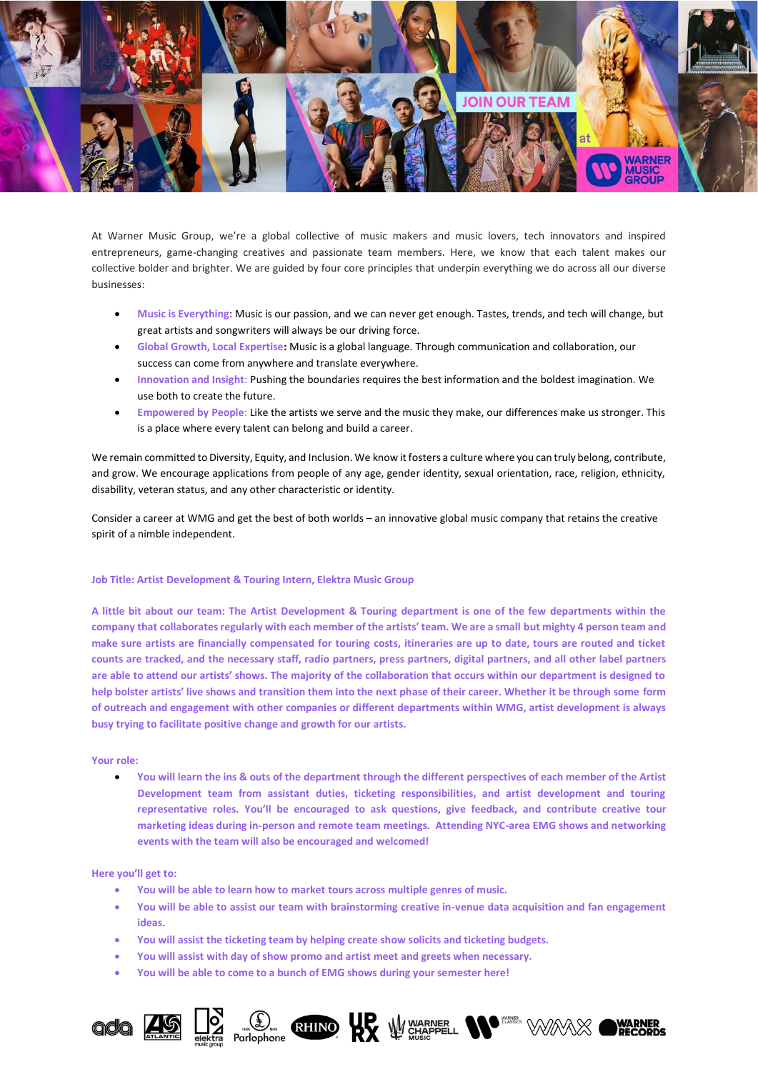At Warner Music Group, we're a global collective of music makers and music lovers, tech innovators and inspired entrepreneurs, game-changing creatives and passionate team members. Here, we know that each talent makes our collective bolder and brighter. We are guided by four core principles that underpin everything we do across all our diverse businesses:

- **Music is Everything**: Music is our passion, and we can never get enough. Tastes, trends, and tech will change, but great artists and songwriters will always be our driving force.
- **Global Growth, Local Expertise**: Music is a global language. Through communication and collaboration, our success can come from anywhere and translate everywhere.
- **Innovation and Insight**: Pushing the boundaries requires the best information and the boldest imagination. We use both to create the future.
- **Empowered by People**: Like the artists we serve and the music they make, our differences make us stronger. This is a place where every talent can belong and build a career.

We remain committed to Diversity, Equity, and Inclusion. We know it fosters a culture where you can truly belong, contribute, and grow. We encourage applications from people of any age, gender identity, sexual orientation, race, religion, ethnicity, disability, veteran status, and any other characteristic or identity.

Consider a career at WMG and get the best of both worlds – an innovative global music company that retains the creative spirit of a nimble independent.

**Job Title: Artist Development & Touring Intern, Elektra Music Group**

**A little bit about our team: The Artist Development & Touring department is one of the few departments within the company that collaborates regularly with each member of the artists' team. We are a small but mighty 4 person team and make sure artists are financially compensated for touring costs, itineraries are up to date, tours are routed and ticket counts are tracked, and the necessary staff, radio partners, press partners, digital partners, and all other label partners are able to attend our artists' shows. The majority of the collaboration that occurs within our department is designed to help bolster artists' live shows and transition them into the next phase of their career. Whether it be through some form of outreach and engagement with other companies or different departments within WMG, artist development is always busy trying to facilitate positive change and growth for our artists.**

**Your role:**

- **You will learn the ins & outs of the department through the different perspectives of each member of the Artist Development team from assistant duties, ticketing responsibilities, and artist development and touring representative roles. You'll be encouraged to ask questions, give feedback, and contribute creative tour marketing ideas during in-person and remote team meetings. Attending NYC-area EMG shows and networking events with the team will also be encouraged and welcomed!**

**Here you'll get to:**

- **You will be able to learn how to market tours across multiple genres of music.**
- **You will be able to assist our team with brainstorming creative in-venue data acquisition and fan engagement ideas.**
- **You will assist the ticketing team by helping create show solicits and ticketing budgets.**
- **You will assist with day of show promo and artist meet and greets when necessary.**
- **You will be able to come to a bunch of EMG shows during your semester here!**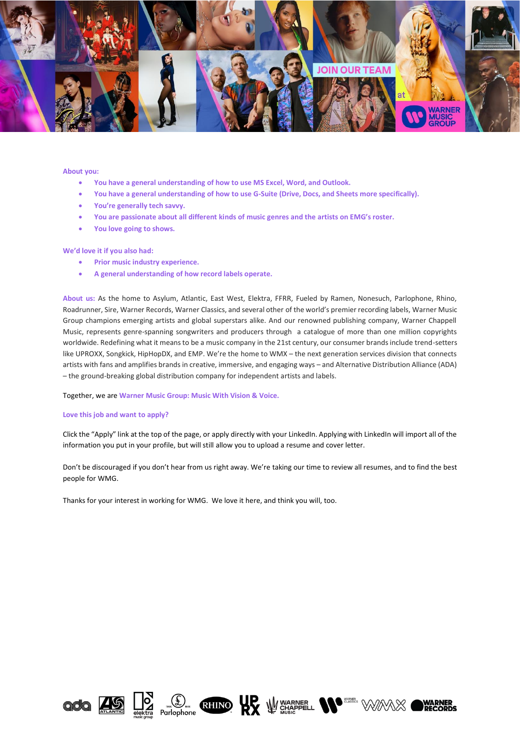**About you:**

- **You have a general understanding of how to use MS Excel, Word, and Outlook.**
- **You have a general understanding of how to use G-Suite (Drive, Docs, and Sheets more specifically).**
- **You're generally tech savvy.**
- **You are passionate about all different kinds of music genres and the artists on EMG's roster.**
- **You love going to shows.**

**We'd love it if you also had:**

- **Prior music industry experience.**
- **A general understanding of how record labels operate.**

**About us:** As the home to Asylum, Atlantic, East West, Elektra, FFRR, Fueled by Ramen, Nonesuch, Parlophone, Rhino, Roadrunner, Sire, Warner Records, Warner Classics, and several other of the world's premier recording labels, Warner Music Group champions emerging artists and global superstars alike. And our renowned publishing company, Warner Chappell Music, represents genre-spanning songwriters and producers through a catalogue of more than one million copyrights worldwide. Redefining what it means to be a music company in the 21st century, our consumer brands include trend-setters like UPROXX, Songkick, HipHopDX, and EMP. We're the home to WMX – the next generation services division that connects artists with fans and amplifies brands in creative, immersive, and engaging ways – and Alternative Distribution Alliance (ADA) – the ground-breaking global distribution company for independent artists and labels.

Together, we are **Warner Music Group: Music With Vision & Voice.**

**Love this job and want to apply?**

Click the "Apply" link at the top of the page, or apply directly with your LinkedIn. Applying with LinkedIn will import all of the information you put in your profile, but will still allow you to upload a resume and cover letter.

Don't be discouraged if you don't hear from us right away. We're taking our time to review all resumes, and to find the best people for WMG.

Thanks for your interest in working for WMG. We love it here, and think you will, too.